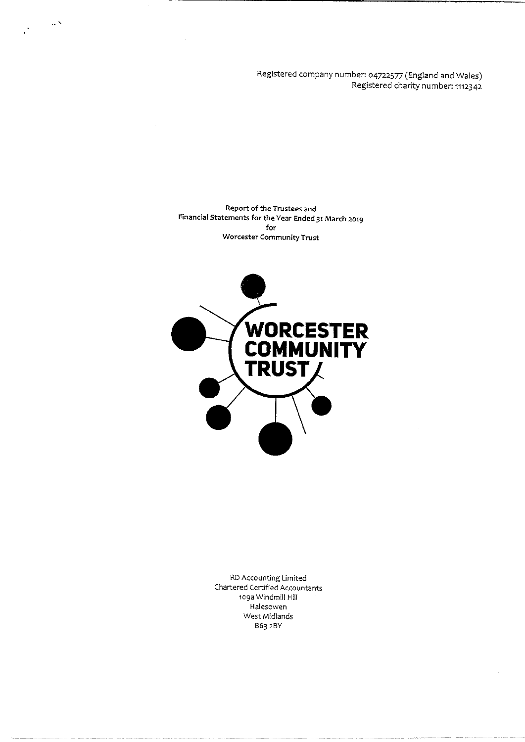Registered company number: 04722577 (England and Wales)
Registered charity number: 1112342

**Report of the Trustees and**
**Financial Statements for the Year Ended 31 March 2019**
**for**
**Worcester Community Trust**

WORCESTER COMMUNITY TRUST

RD Accounting Limited
Chartered Certified Accountants
109a Windmill Hill
Halesowen
West Midlands
B63 2BY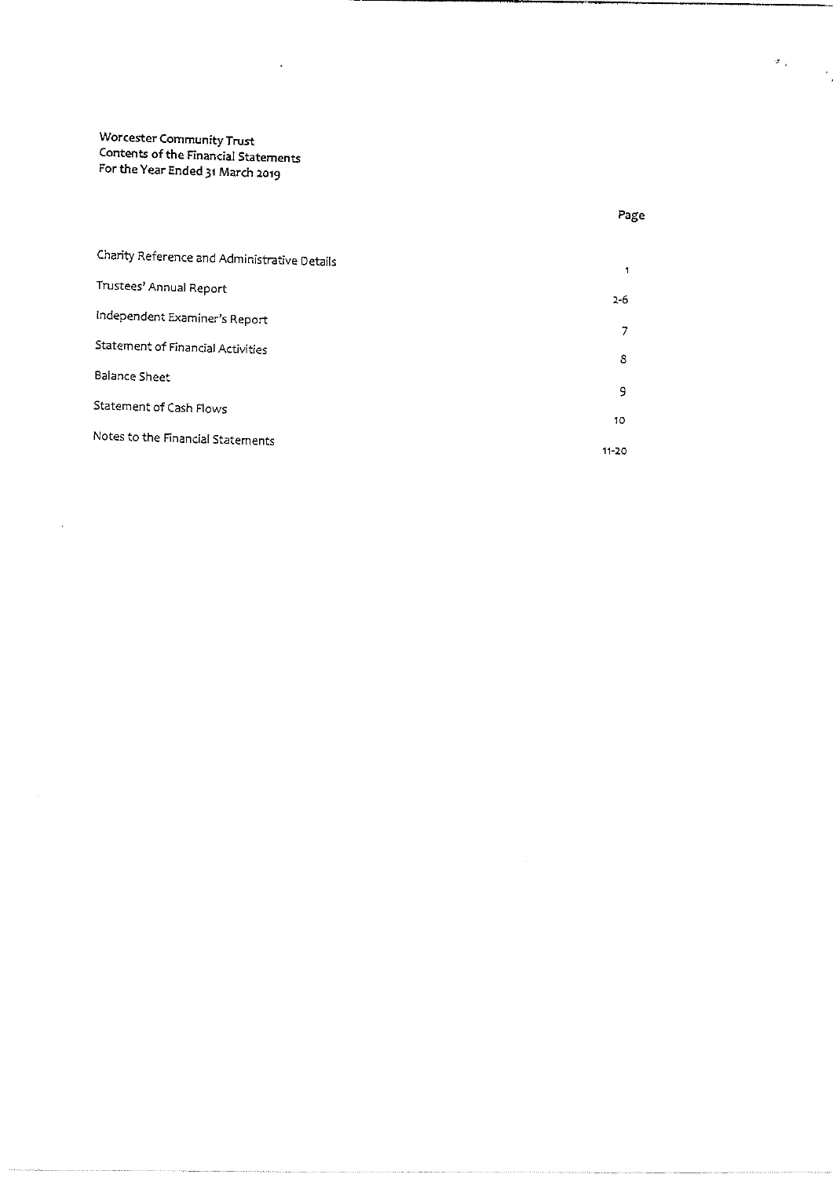**Worcester Community Trust**
**Contents of the Financial Statements**
**For the Year Ended 31 March 2019**

| | Page |
|---|---|
| Charity Reference and Administrative Details | 1 |
| Trustees' Annual Report | 2-6 |
| Independent Examiner's Report | 7 |
| Statement of Financial Activities | 8 |
| Balance Sheet | 9 |
| Statement of Cash Flows | 10 |
| Notes to the Financial Statements | 11-20 |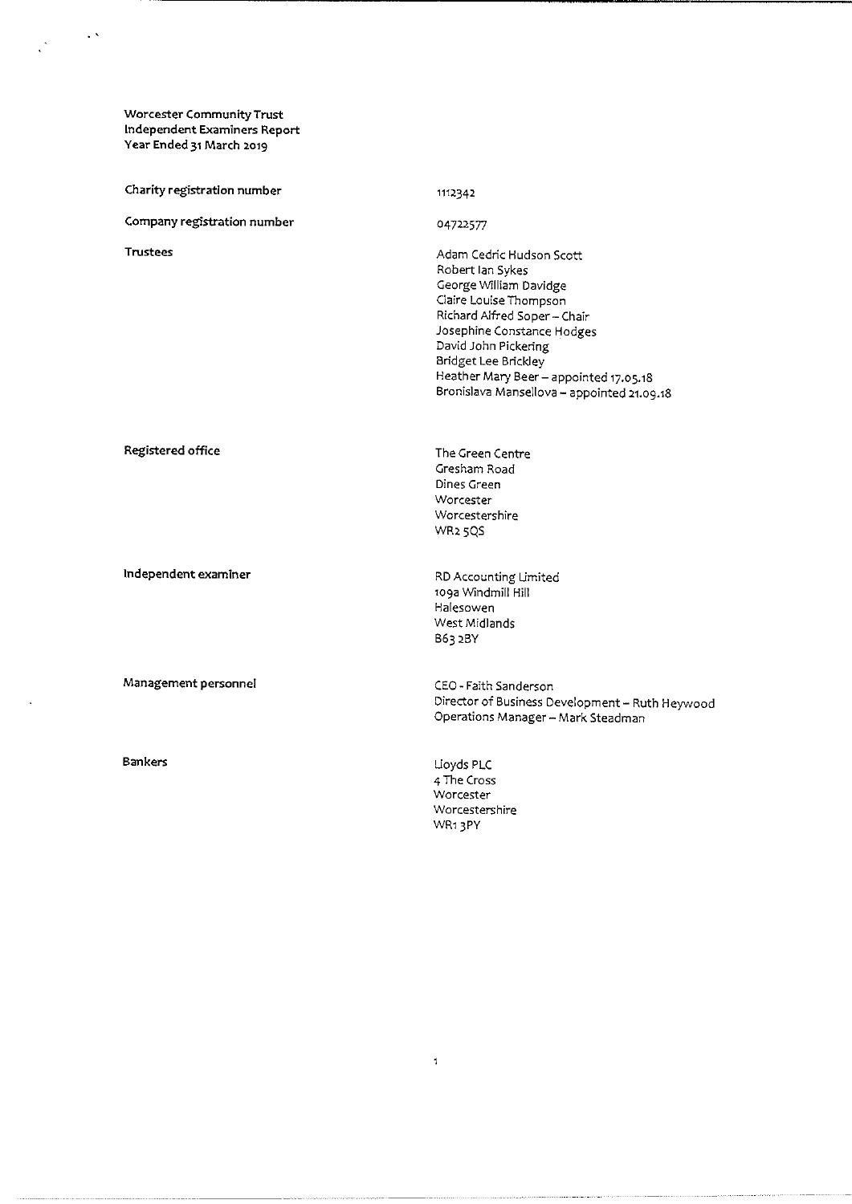Worcester Community Trust
Independent Examiners Report
Year Ended 31 March 2019

| | |
|---|---|
| Charity registration number | 1112342 |
| Company registration number | 04722577 |
| Trustees | Adam Cedric Hudson Scott<br>Robert Ian Sykes<br>George William Davidge<br>Claire Louise Thompson<br>Richard Alfred Soper – Chair<br>Josephine Constance Hodges<br>David John Pickering<br>Bridget Lee Brickley<br>Heather Mary Beer – appointed 17.05.18<br>Bronislava Mansellova – appointed 21.09.18 |
| Registered office | The Green Centre<br>Gresham Road<br>Dines Green<br>Worcester<br>Worcestershire<br>WR2 5QS |
| Independent examiner | RD Accounting Limited<br>109a Windmill Hill<br>Halesowen<br>West Midlands<br>B63 2BY |
| Management personnel | CEO - Faith Sanderson<br>Director of Business Development – Ruth Heywood<br>Operations Manager – Mark Steadman |
| Bankers | Lloyds PLC<br>4 The Cross<br>Worcester<br>Worcestershire<br>WR1 3PY |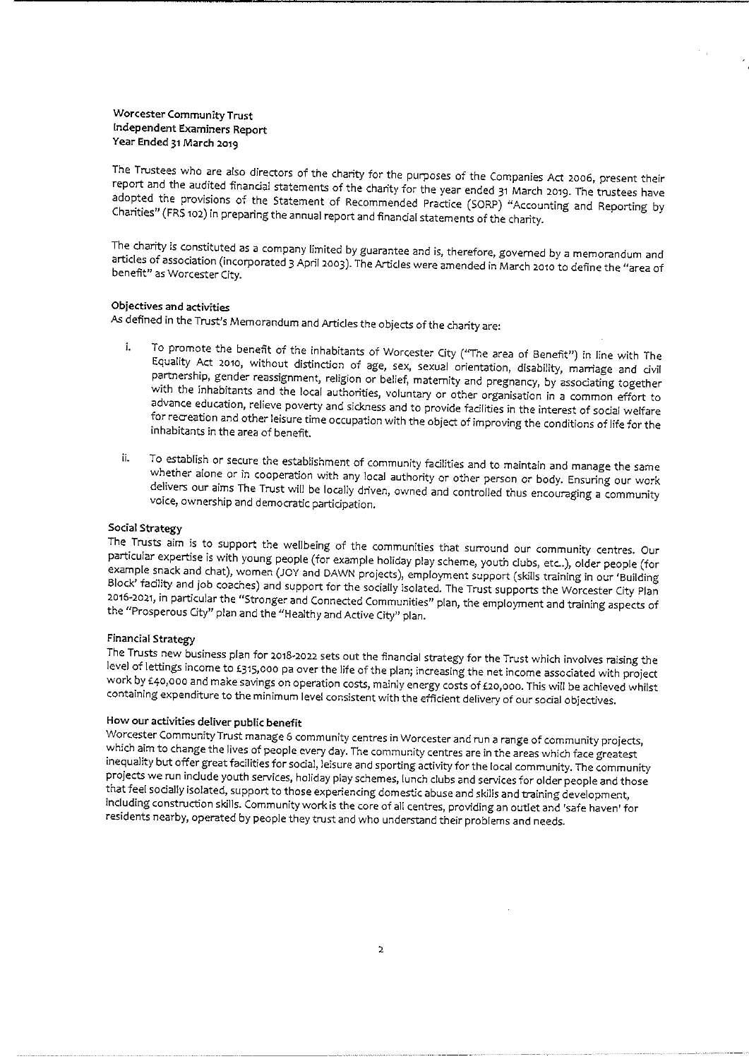**Worcester Community Trust**
**Independent Examiners Report**
**Year Ended 31 March 2019**

The Trustees who are also directors of the charity for the purposes of the Companies Act 2006, present their report and the audited financial statements of the charity for the year ended 31 March 2019. The trustees have adopted the provisions of the Statement of Recommended Practice (SORP) "Accounting and Reporting by Charities" (FRS 102) in preparing the annual report and financial statements of the charity.

The charity is constituted as a company limited by guarantee and is, therefore, governed by a memorandum and articles of association (incorporated 3 April 2003). The Articles were amended in March 2010 to define the "area of benefit" as Worcester City.

### Objectives and activities

As defined in the Trust's Memorandum and Articles the objects of the charity are:

i. To promote the benefit of the inhabitants of Worcester City ("The area of Benefit") in line with The Equality Act 2010, without distinction of age, sex, sexual orientation, disability, marriage and civil partnership, gender reassignment, religion or belief, maternity and pregnancy, by associating together with the inhabitants and the local authorities, voluntary or other organisation in a common effort to advance education, relieve poverty and sickness and to provide facilities in the interest of social welfare for recreation and other leisure time occupation with the object of improving the conditions of life for the inhabitants in the area of benefit.

ii. To establish or secure the establishment of community facilities and to maintain and manage the same whether alone or in cooperation with any local authority or other person or body. Ensuring our work delivers our aims The Trust will be locally driven, owned and controlled thus encouraging a community voice, ownership and democratic participation.

### Social Strategy

The Trusts aim is to support the wellbeing of the communities that surround our community centres. Our particular expertise is with young people (for example holiday play scheme, youth clubs, etc..), older people (for example snack and chat), women (JOY and DAWN projects), employment support (skills training in our 'Building Block' facility and job coaches) and support for the socially isolated. The Trust supports the Worcester City Plan 2016-2021, in particular the "Stronger and Connected Communities" plan, the employment and training aspects of the "Prosperous City" plan and the "Healthy and Active City" plan.

### Financial Strategy

The Trusts new business plan for 2018-2022 sets out the financial strategy for the Trust which involves raising the level of lettings income to £315,000 pa over the life of the plan; increasing the net income associated with project work by £40,000 and make savings on operation costs, mainly energy costs of £20,000. This will be achieved whilst containing expenditure to the minimum level consistent with the efficient delivery of our social objectives.

### How our activities deliver public benefit

Worcester Community Trust manage 6 community centres in Worcester and run a range of community projects, which aim to change the lives of people every day. The community centres are in the areas which face greatest inequality but offer great facilities for social, leisure and sporting activity for the local community. The community projects we run include youth services, holiday play schemes, lunch clubs and services for older people and those that feel socially isolated, support to those experiencing domestic abuse and skills and training development, including construction skills. Community work is the core of all centres, providing an outlet and 'safe haven' for residents nearby, operated by people they trust and who understand their problems and needs.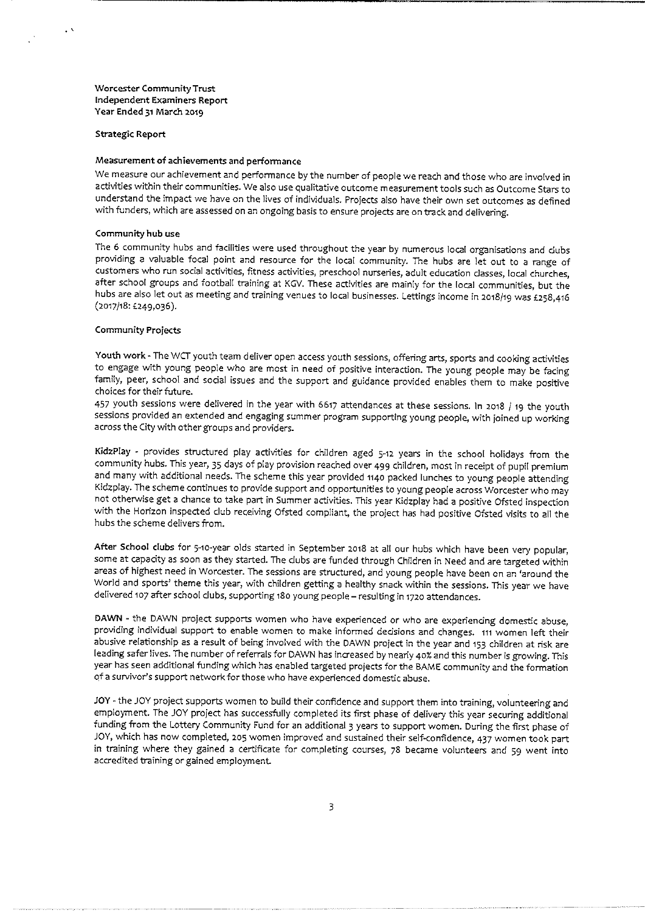**Worcester Community Trust**
**Independent Examiners Report**
**Year Ended 31 March 2019**

## Strategic Report

### Measurement of achievements and performance

We measure our achievement and performance by the number of people we reach and those who are involved in activities within their communities. We also use qualitative outcome measurement tools such as Outcome Stars to understand the impact we have on the lives of individuals. Projects also have their own set outcomes as defined with funders, which are assessed on an ongoing basis to ensure projects are on track and delivering.

### Community hub use

The 6 community hubs and facilities were used throughout the year by numerous local organisations and clubs providing a valuable focal point and resource for the local community. The hubs are let out to a range of customers who run social activities, fitness activities, preschool nurseries, adult education classes, local churches, after school groups and football training at KGV. These activities are mainly for the local communities, but the hubs are also let out as meeting and training venues to local businesses. Lettings income in 2018/19 was £258,416 (2017/18: £249,036).

### Community Projects

**Youth work** - The WCT youth team deliver open access youth sessions, offering arts, sports and cooking activities to engage with young people who are most in need of positive interaction. The young people may be facing family, peer, school and social issues and the support and guidance provided enables them to make positive choices for their future.
457 youth sessions were delivered in the year with 6617 attendances at these sessions. In 2018 / 19 the youth sessions provided an extended and engaging summer program supporting young people, with joined up working across the City with other groups and providers.

**KidzPlay** - provides structured play activities for children aged 5-12 years in the school holidays from the community hubs. This year, 35 days of play provision reached over 499 children, most in receipt of pupil premium and many with additional needs. The scheme this year provided 1140 packed lunches to young people attending Kidzplay. The scheme continues to provide support and opportunities to young people across Worcester who may not otherwise get a chance to take part in Summer activities. This year Kidzplay had a positive Ofsted inspection with the Horizon inspected club receiving Ofsted compliant, the project has had positive Ofsted visits to all the hubs the scheme delivers from.

**After School clubs** for 5-10-year olds started in September 2018 at all our hubs which have been very popular, some at capacity as soon as they started. The clubs are funded through Children in Need and are targeted within areas of highest need in Worcester. The sessions are structured, and young people have been on an 'around the World and sports' theme this year, with children getting a healthy snack within the sessions. This year we have delivered 107 after school clubs, supporting 180 young people – resulting in 1720 attendances.

**DAWN** - the DAWN project supports women who have experienced or who are experiencing domestic abuse, providing individual support to enable women to make informed decisions and changes. 111 women left their abusive relationship as a result of being involved with the DAWN project in the year and 153 children at risk are leading safer lives. The number of referrals for DAWN has increased by nearly 40% and this number is growing. This year has seen additional funding which has enabled targeted projects for the BAME community and the formation of a survivor's support network for those who have experienced domestic abuse.

**JOY** - the JOY project supports women to build their confidence and support them into training, volunteering and employment. The JOY project has successfully completed its first phase of delivery this year securing additional funding from the Lottery Community Fund for an additional 3 years to support women. During the first phase of JOY, which has now completed, 205 women improved and sustained their self-confidence, 437 women took part in training where they gained a certificate for completing courses, 78 became volunteers and 59 went into accredited training or gained employment.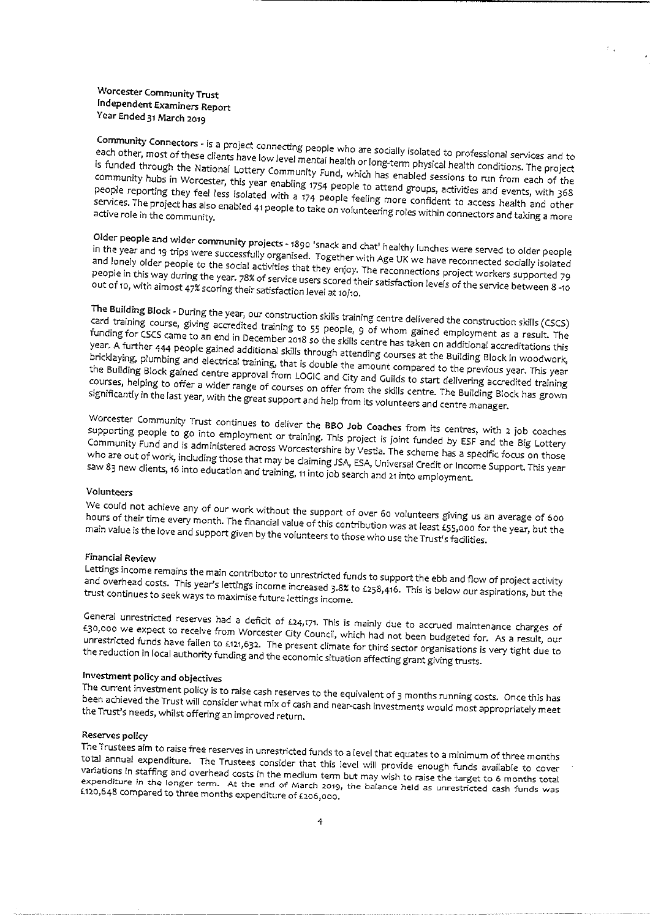**Worcester Community Trust**
**Independent Examiners Report**
**Year Ended 31 March 2019**

**Community Connectors** - is a project connecting people who are socially isolated to professional services and to each other, most of these clients have low level mental health or long-term physical health conditions. The project is funded through the National Lottery Community Fund, which has enabled sessions to run from each of the community hubs in Worcester, this year enabling 1754 people to attend groups, activities and events, with 368 people reporting they feel less isolated with a 174 people feeling more confident to access health and other services. The project has also enabled 41 people to take on volunteering roles within connectors and taking a more active role in the community.

**Older people and wider community projects** - 1890 'snack and chat' healthy lunches were served to older people in the year and 19 trips were successfully organised. Together with Age UK we have reconnected socially isolated and lonely older people to the social activities that they enjoy. The reconnections project workers supported 79 people in this way during the year. 78% of service users scored their satisfaction levels of the service between 8 -10 out of 10, with almost 47% scoring their satisfaction level at 10/10.

**The Building Block** - During the year, our construction skills training centre delivered the construction skills (CSCS) card training course, giving accredited training to 55 people, 9 of whom gained employment as a result. The funding for CSCS came to an end in December 2018 so the skills centre has taken on additional accreditations this year. A further 444 people gained additional skills through attending courses at the Building Block in woodwork, bricklaying, plumbing and electrical training, that is double the amount compared to the previous year. This year the Building Block gained centre approval from LOGIC and City and Guilds to start delivering accredited training courses, helping to offer a wider range of courses on offer from the skills centre. The Building Block has grown significantly in the last year, with the great support and help from its volunteers and centre manager.

Worcester Community Trust continues to deliver the **BBO Job Coaches** from its centres, with 2 job coaches supporting people to go into employment or training. This project is joint funded by ESF and the Big Lottery Community Fund and is administered across Worcestershire by Vestia. The scheme has a specific focus on those who are out of work, including those that may be claiming JSA, ESA, Universal Credit or Income Support. This year saw 83 new clients, 16 into education and training, 11 into job search and 21 into employment.

### Volunteers

We could not achieve any of our work without the support of over 60 volunteers giving us an average of 600 hours of their time every month. The financial value of this contribution was at least £55,000 for the year, but the main value is the love and support given by the volunteers to those who use the Trust's facilities.

### Financial Review

Lettings income remains the main contributor to unrestricted funds to support the ebb and flow of project activity and overhead costs. This year's lettings income increased 3.8% to £258,416. This is below our aspirations, but the trust continues to seek ways to maximise future lettings income.

General unrestricted reserves had a deficit of £24,171. This is mainly due to accrued maintenance charges of £30,000 we expect to receive from Worcester City Council, which had not been budgeted for. As a result, our unrestricted funds have fallen to £121,632. The present climate for third sector organisations is very tight due to the reduction in local authority funding and the economic situation affecting grant giving trusts.

### Investment policy and objectives

The current investment policy is to raise cash reserves to the equivalent of 3 months running costs. Once this has been achieved the Trust will consider what mix of cash and near-cash investments would most appropriately meet the Trust's needs, whilst offering an improved return.

### Reserves policy

The Trustees aim to raise free reserves in unrestricted funds to a level that equates to a minimum of three months total annual expenditure. The Trustees consider that this level will provide enough funds available to cover variations in staffing and overhead costs in the medium term but may wish to raise the target to 6 months total expenditure in the longer term. At the end of March 2019, the balance held as unrestricted cash funds was £120,648 compared to three months expenditure of £206,000.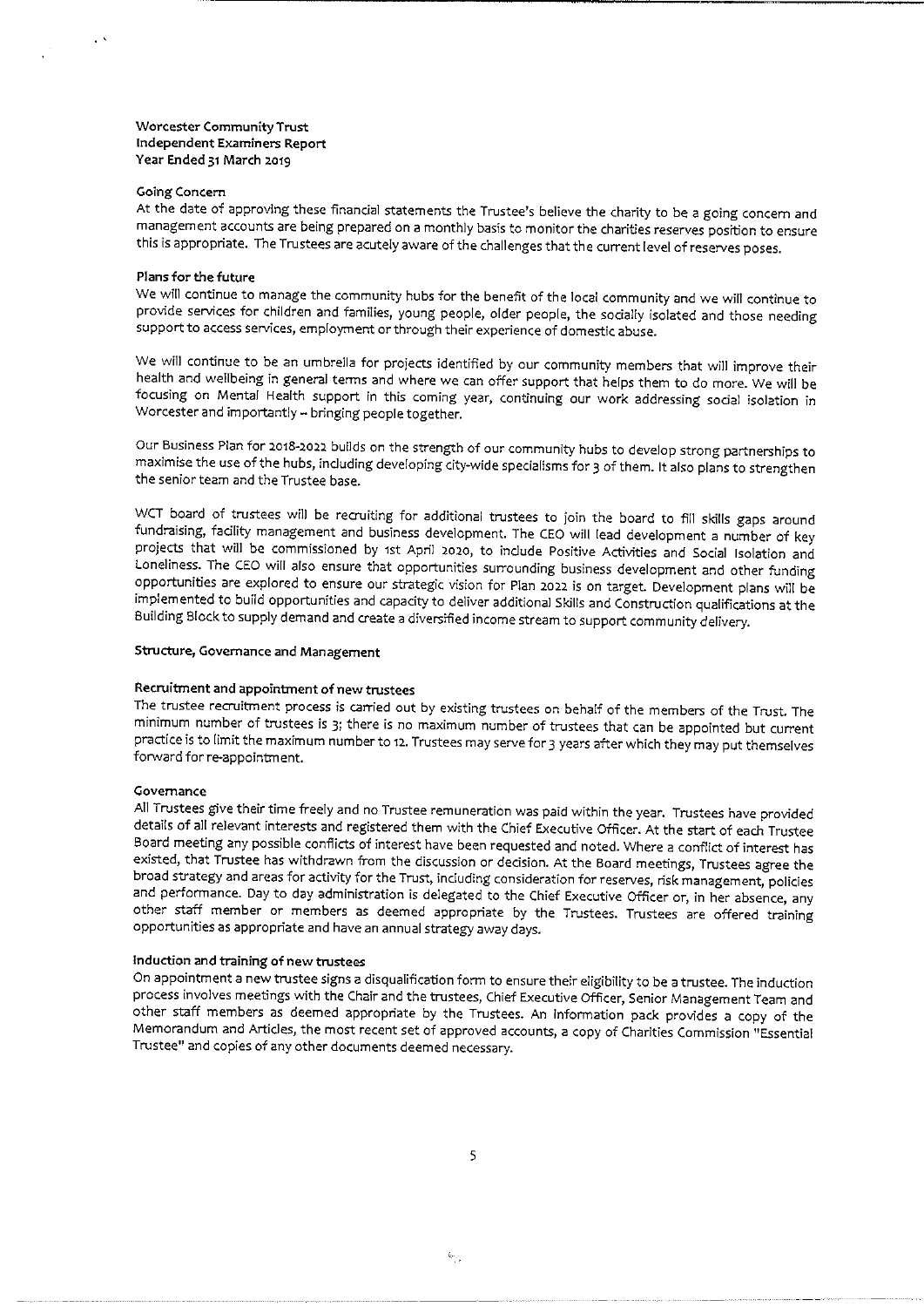**Worcester Community Trust**
**Independent Examiners Report**
**Year Ended 31 March 2019**

### Going Concern

At the date of approving these financial statements the Trustee's believe the charity to be a going concern and management accounts are being prepared on a monthly basis to monitor the charities reserves position to ensure this is appropriate. The Trustees are acutely aware of the challenges that the current level of reserves poses.

### Plans for the future

We will continue to manage the community hubs for the benefit of the local community and we will continue to provide services for children and families, young people, older people, the socially isolated and those needing support to access services, employment or through their experience of domestic abuse.

We will continue to be an umbrella for projects identified by our community members that will improve their health and wellbeing in general terms and where we can offer support that helps them to do more. We will be focusing on Mental Health support in this coming year, continuing our work addressing social isolation in Worcester and importantly – bringing people together.

Our Business Plan for 2018-2022 builds on the strength of our community hubs to develop strong partnerships to maximise the use of the hubs, including developing city-wide specialisms for 3 of them. It also plans to strengthen the senior team and the Trustee base.

WCT board of trustees will be recruiting for additional trustees to join the board to fill skills gaps around fundraising, facility management and business development. The CEO will lead development a number of key projects that will be commissioned by 1st April 2020, to include Positive Activities and Social Isolation and Loneliness. The CEO will also ensure that opportunities surrounding business development and other funding opportunities are explored to ensure our strategic vision for Plan 2022 is on target. Development plans will be implemented to build opportunities and capacity to deliver additional Skills and Construction qualifications at the Building Block to supply demand and create a diversified income stream to support community delivery.

## Structure, Governance and Management

### Recruitment and appointment of new trustees

The trustee recruitment process is carried out by existing trustees on behalf of the members of the Trust. The minimum number of trustees is 3; there is no maximum number of trustees that can be appointed but current practice is to limit the maximum number to 12. Trustees may serve for 3 years after which they may put themselves forward for re-appointment.

### Governance

All Trustees give their time freely and no Trustee remuneration was paid within the year. Trustees have provided details of all relevant interests and registered them with the Chief Executive Officer. At the start of each Trustee Board meeting any possible conflicts of interest have been requested and noted. Where a conflict of interest has existed, that Trustee has withdrawn from the discussion or decision. At the Board meetings, Trustees agree the broad strategy and areas for activity for the Trust, including consideration for reserves, risk management, policies and performance. Day to day administration is delegated to the Chief Executive Officer or, in her absence, any other staff member or members as deemed appropriate by the Trustees. Trustees are offered training opportunities as appropriate and have an annual strategy away days.

### Induction and training of new trustees

On appointment a new trustee signs a disqualification form to ensure their eligibility to be a trustee. The induction process involves meetings with the Chair and the trustees, Chief Executive Officer, Senior Management Team and other staff members as deemed appropriate by the Trustees. An information pack provides a copy of the Memorandum and Articles, the most recent set of approved accounts, a copy of Charities Commission "Essential Trustee" and copies of any other documents deemed necessary.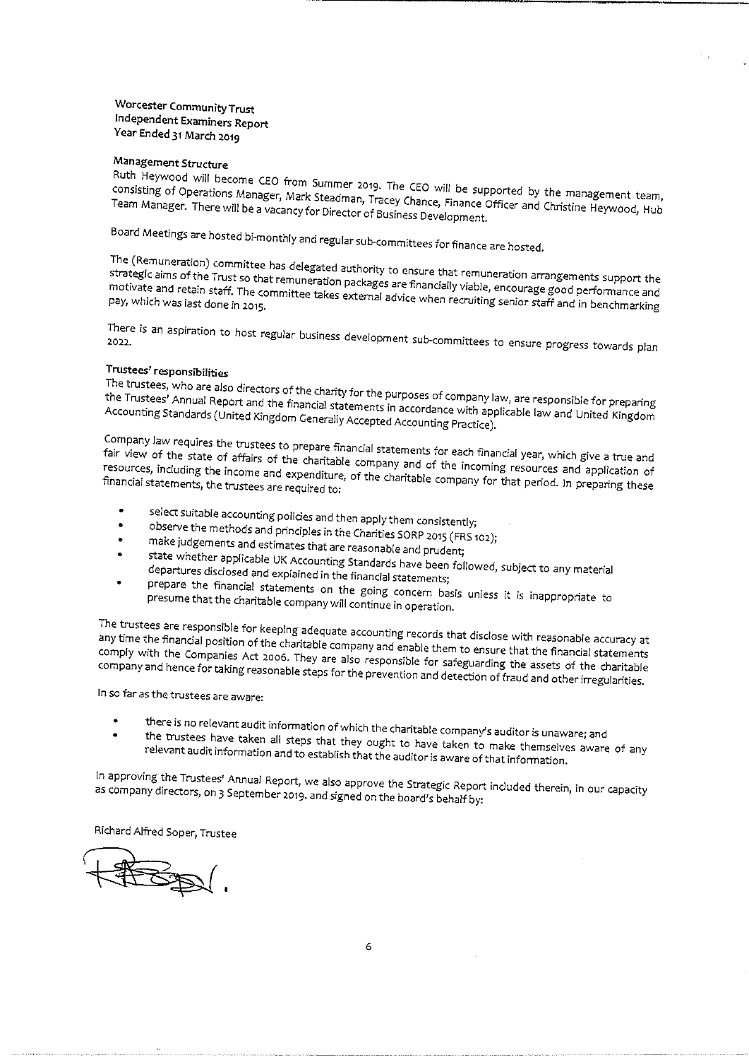Worcester Community Trust
Independent Examiners Report
Year Ended 31 March 2019

## Management Structure

Ruth Heywood will become CEO from Summer 2019. The CEO will be supported by the management team, consisting of Operations Manager, Mark Steadman, Tracey Chance, Finance Officer and Christine Heywood, Hub Team Manager. There will be a vacancy for Director of Business Development.

Board Meetings are hosted bi-monthly and regular sub-committees for finance are hosted.

The (Remuneration) committee has delegated authority to ensure that remuneration arrangements support the strategic aims of the Trust so that remuneration packages are financially viable, encourage good performance and motivate and retain staff. The committee takes external advice when recruiting senior staff and in benchmarking pay, which was last done in 2015.

There is an aspiration to host regular business development sub-committees to ensure progress towards plan 2022.

## Trustees' responsibilities

The trustees, who are also directors of the charity for the purposes of company law, are responsible for preparing the Trustees' Annual Report and the financial statements in accordance with applicable law and United Kingdom Accounting Standards (United Kingdom Generally Accepted Accounting Practice).

Company law requires the trustees to prepare financial statements for each financial year, which give a true and fair view of the state of affairs of the charitable company and of the incoming resources and application of resources, including the income and expenditure, of the charitable company for that period. In preparing these financial statements, the trustees are required to:

- select suitable accounting policies and then apply them consistently;
- observe the methods and principles in the Charities SORP 2015 (FRS 102);
- make judgements and estimates that are reasonable and prudent;
- state whether applicable UK Accounting Standards have been followed, subject to any material departures disclosed and explained in the financial statements;
- prepare the financial statements on the going concern basis unless it is inappropriate to presume that the charitable company will continue in operation.

The trustees are responsible for keeping adequate accounting records that disclose with reasonable accuracy at any time the financial position of the charitable company and enable them to ensure that the financial statements comply with the Companies Act 2006. They are also responsible for safeguarding the assets of the charitable company and hence for taking reasonable steps for the prevention and detection of fraud and other irregularities.

In so far as the trustees are aware:

- there is no relevant audit information of which the charitable company's auditor is unaware; and
- the trustees have taken all steps that they ought to have taken to make themselves aware of any relevant audit information and to establish that the auditor is aware of that information.

In approving the Trustees' Annual Report, we also approve the Strategic Report included therein, in our capacity as company directors, on 3 September 2019. and signed on the board's behalf by:

Richard Alfred Soper, Trustee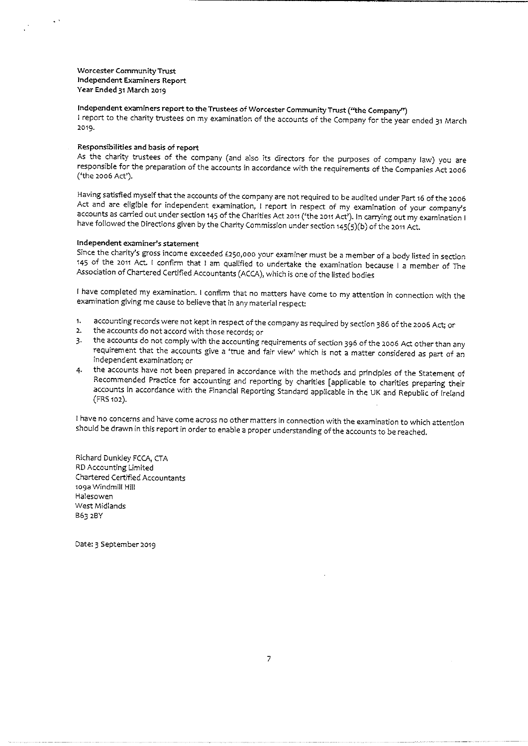**Worcester Community Trust**
**Independent Examiners Report**
**Year Ended 31 March 2019**

**Independent examiners report to the Trustees of Worcester Community Trust ("the Company")**
I report to the charity trustees on my examination of the accounts of the Company for the year ended 31 March 2019.

**Responsibilities and basis of report**
As the charity trustees of the company (and also its directors for the purposes of company law) you are responsible for the preparation of the accounts in accordance with the requirements of the Companies Act 2006 ('the 2006 Act').

Having satisfied myself that the accounts of the company are not required to be audited under Part 16 of the 2006 Act and are eligible for independent examination, I report in respect of my examination of your company's accounts as carried out under section 145 of the Charities Act 2011 ('the 2011 Act'). In carrying out my examination I have followed the Directions given by the Charity Commission under section 145(5)(b) of the 2011 Act.

**Independent examiner's statement**
Since the charity's gross income exceeded £250,000 your examiner must be a member of a body listed in section 145 of the 2011 Act. I confirm that I am qualified to undertake the examination because I a member of The Association of Chartered Certified Accountants (ACCA), which is one of the listed bodies

I have completed my examination. I confirm that no matters have come to my attention in connection with the examination giving me cause to believe that in any material respect:

1. accounting records were not kept in respect of the company as required by section 386 of the 2006 Act; or
2. the accounts do not accord with those records; or
3. the accounts do not comply with the accounting requirements of section 396 of the 2006 Act other than any requirement that the accounts give a 'true and fair view' which is not a matter considered as part of an independent examination; or
4. the accounts have not been prepared in accordance with the methods and principles of the Statement of Recommended Practice for accounting and reporting by charities [applicable to charities preparing their accounts in accordance with the Financial Reporting Standard applicable in the UK and Republic of Ireland (FRS 102).

I have no concerns and have come across no other matters in connection with the examination to which attention should be drawn in this report in order to enable a proper understanding of the accounts to be reached.

Richard Dunkley FCCA, CTA
RD Accounting Limited
Chartered Certified Accountants
109a Windmill Hill
Halesowen
West Midlands
B63 2BY

Date: 3 September 2019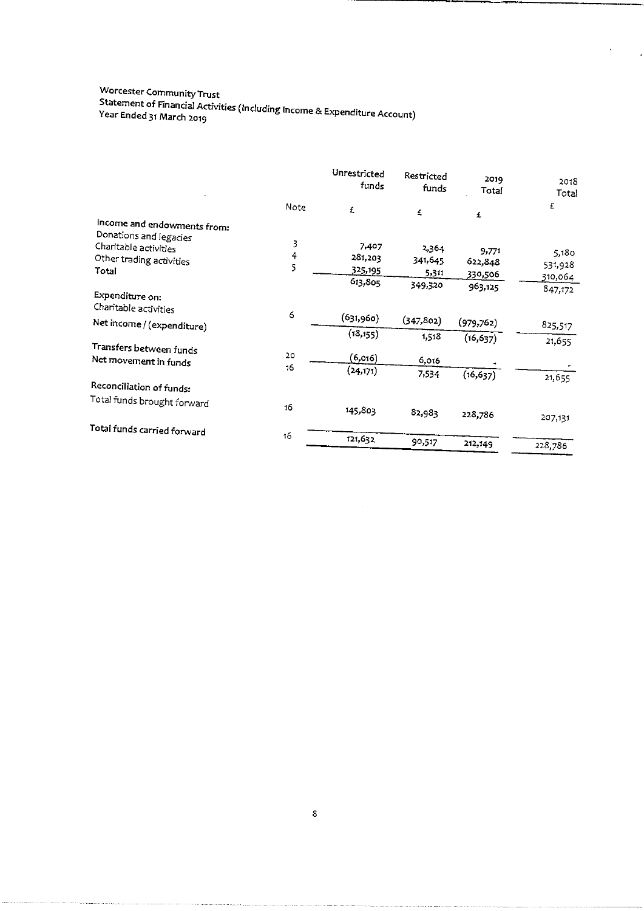# Worcester Community Trust
## Statement of Financial Activities (Including Income & Expenditure Account)
### Year Ended 31 March 2019

| | Note | Unrestricted funds | Restricted funds | 2019 Total | 2018 Total |
|---|---|---|---|---|---|
| | | £ | £ | £ | £ |
| **Income and endowments from:** | | | | | |
| Donations and legacies | 3 | 7,407 | 2,364 | 9,771 | 5,180 |
| Charitable activities | 4 | 281,203 | 341,645 | 622,848 | 531,928 |
| Other trading activities | 5 | 325,195 | 5,311 | 330,506 | 310,064 |
| **Total** | | 613,805 | 349,320 | 963,125 | 847,172 |
| **Expenditure on:** | | | | | |
| Charitable activities | 6 | (631,960) | (347,802) | (979,762) | 825,517 |
| Net income / (expenditure) | | (18,155) | 1,518 | (16,637) | 21,655 |
| Transfers between funds | 20 | (6,016) | 6,016 | - | - |
| Net movement in funds | 16 | (24,171) | 7,534 | (16,637) | 21,655 |
| **Reconciliation of funds:** | | | | | |
| Total funds brought forward | 16 | 145,803 | 82,983 | 228,786 | 207,131 |
| Total funds carried forward | 16 | 121,632 | 90,517 | 212,149 | 228,786 |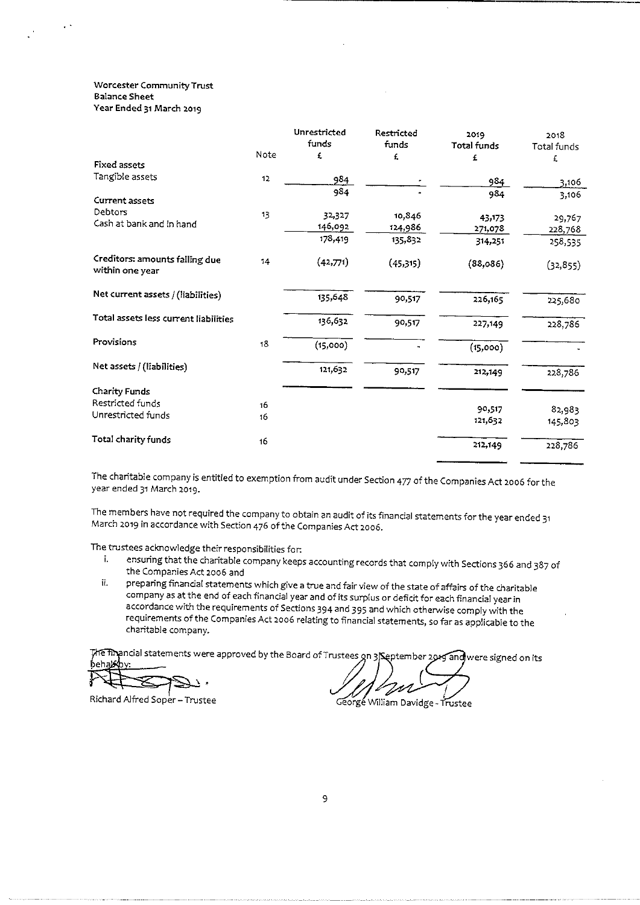Worcester Community Trust
Balance Sheet
Year Ended 31 March 2019

| | Note | Unrestricted funds £ | Restricted funds £ | 2019 Total funds £ | 2018 Total funds £ |
|---|---|---|---|---|---|
| **Fixed assets** | | | | | |
| Tangible assets | 12 | 984 | - | 984 | 3,106 |
| | | 984 | - | 984 | 3,106 |
| **Current assets** | | | | | |
| Debtors | 13 | 32,327 | 10,846 | 43,173 | 29,767 |
| Cash at bank and in hand | | 146,092 | 124,986 | 271,078 | 228,768 |
| | | 178,419 | 135,832 | 314,251 | 258,535 |
| **Creditors: amounts falling due within one year** | 14 | (42,771) | (45,315) | (88,086) | (32,855) |
| **Net current assets / (liabilities)** | | 135,648 | 90,517 | 226,165 | 225,680 |
| **Total assets less current liabilities** | | 136,632 | 90,517 | 227,149 | 228,786 |
| **Provisions** | 18 | (15,000) | - | (15,000) | - |
| **Net assets / (liabilities)** | | 121,632 | 90,517 | 212,149 | 228,786 |
| **Charity Funds** | | | | | |
| Restricted funds | 16 | | | 90,517 | 82,983 |
| Unrestricted funds | 16 | | | 121,632 | 145,803 |
| **Total charity funds** | 16 | | | 212,149 | 228,786 |

The charitable company is entitled to exemption from audit under Section 477 of the Companies Act 2006 for the year ended 31 March 2019.

The members have not required the company to obtain an audit of its financial statements for the year ended 31 March 2019 in accordance with Section 476 of the Companies Act 2006.

The trustees acknowledge their responsibilities for:

i. ensuring that the charitable company keeps accounting records that comply with Sections 366 and 387 of the Companies Act 2006 and
ii. preparing financial statements which give a true and fair view of the state of affairs of the charitable company as at the end of each financial year and of its surplus or deficit for each financial year in accordance with the requirements of Sections 394 and 395 and which otherwise comply with the requirements of the Companies Act 2006 relating to financial statements, so far as applicable to the charitable company.

The financial statements were approved by the Board of Trustees on 3 September 2019 and were signed on its behalf by:

Richard Alfred Soper – Trustee

George William Davidge - Trustee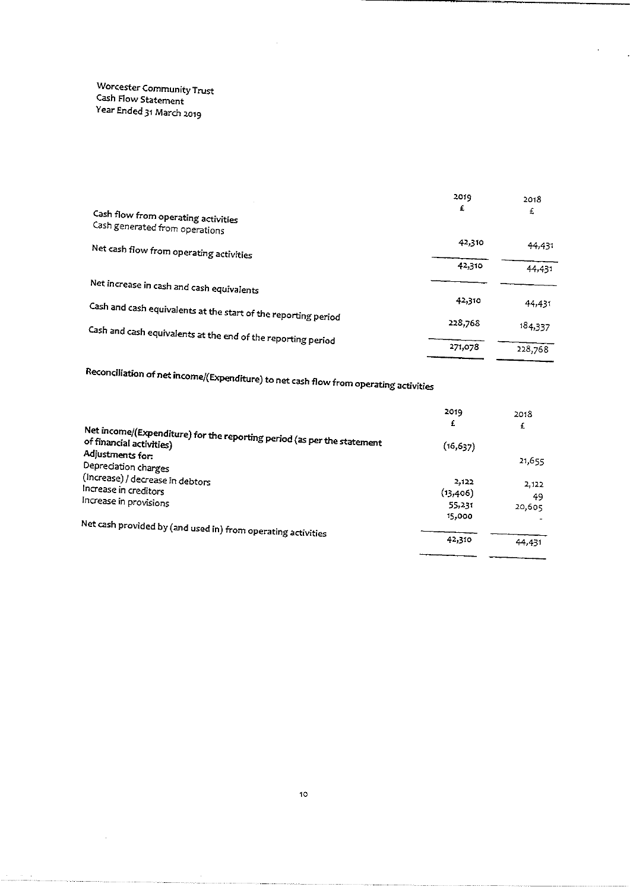Worcester Community Trust
Cash Flow Statement
Year Ended 31 March 2019

| | 2019 | 2018 |
|---|---|---|
| | £ | £ |
| **Cash flow from operating activities** | | |
| Cash generated from operations | 42,310 | 44,431 |
| Net cash flow from operating activities | 42,310 | 44,431 |
| Net increase in cash and cash equivalents | 42,310 | 44,431 |
| Cash and cash equivalents at the start of the reporting period | 228,768 | 184,337 |
| Cash and cash equivalents at the end of the reporting period | 271,078 | 228,768 |

## Reconciliation of net income/(Expenditure) to net cash flow from operating activities

| | 2019 | 2018 |
|---|---|---|
| | £ | £ |
| **Net income/(Expenditure) for the reporting period (as per the statement of financial activities)** | (16,637) | 21,655 |
| **Adjustments for:** | | |
| Depreciation charges | 2,122 | 2,122 |
| (Increase) / decrease in debtors | (13,406) | 49 |
| Increase in creditors | 55,231 | 20,605 |
| Increase in provisions | 15,000 | - |
| Net cash provided by (and used in) from operating activities | 42,310 | 44,431 |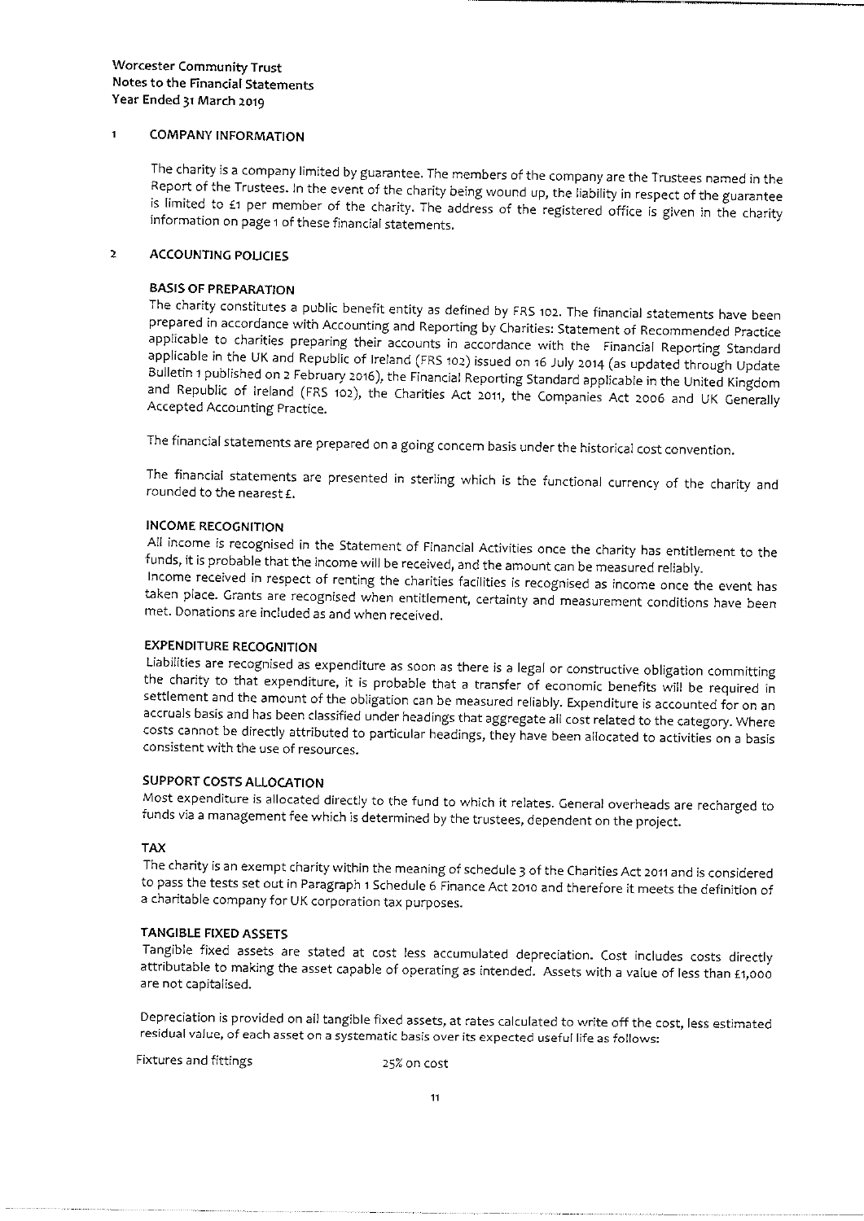Worcester Community Trust
Notes to the Financial Statements
Year Ended 31 March 2019

## 1 COMPANY INFORMATION

The charity is a company limited by guarantee. The members of the company are the Trustees named in the Report of the Trustees. In the event of the charity being wound up, the liability in respect of the guarantee is limited to £1 per member of the charity. The address of the registered office is given in the charity information on page 1 of these financial statements.

## 2 ACCOUNTING POLICIES

### BASIS OF PREPARATION

The charity constitutes a public benefit entity as defined by FRS 102. The financial statements have been prepared in accordance with Accounting and Reporting by Charities: Statement of Recommended Practice applicable to charities preparing their accounts in accordance with the Financial Reporting Standard applicable in the UK and Republic of Ireland (FRS 102) issued on 16 July 2014 (as updated through Update Bulletin 1 published on 2 February 2016), the Financial Reporting Standard applicable in the United Kingdom and Republic of Ireland (FRS 102), the Charities Act 2011, the Companies Act 2006 and UK Generally Accepted Accounting Practice.

The financial statements are prepared on a going concern basis under the historical cost convention.

The financial statements are presented in sterling which is the functional currency of the charity and rounded to the nearest £.

### INCOME RECOGNITION

All income is recognised in the Statement of Financial Activities once the charity has entitlement to the funds, it is probable that the income will be received, and the amount can be measured reliably.
Income received in respect of renting the charities facilities is recognised as income once the event has taken place. Grants are recognised when entitlement, certainty and measurement conditions have been met. Donations are included as and when received.

### EXPENDITURE RECOGNITION

Liabilities are recognised as expenditure as soon as there is a legal or constructive obligation committing the charity to that expenditure, it is probable that a transfer of economic benefits will be required in settlement and the amount of the obligation can be measured reliably. Expenditure is accounted for on an accruals basis and has been classified under headings that aggregate all cost related to the category. Where costs cannot be directly attributed to particular headings, they have been allocated to activities on a basis consistent with the use of resources.

### SUPPORT COSTS ALLOCATION

Most expenditure is allocated directly to the fund to which it relates. General overheads are recharged to funds via a management fee which is determined by the trustees, dependent on the project.

### TAX

The charity is an exempt charity within the meaning of schedule 3 of the Charities Act 2011 and is considered to pass the tests set out in Paragraph 1 Schedule 6 Finance Act 2010 and therefore it meets the definition of a charitable company for UK corporation tax purposes.

### TANGIBLE FIXED ASSETS

Tangible fixed assets are stated at cost less accumulated depreciation. Cost includes costs directly attributable to making the asset capable of operating as intended. Assets with a value of less than £1,000 are not capitalised.

Depreciation is provided on all tangible fixed assets, at rates calculated to write off the cost, less estimated residual value, of each asset on a systematic basis over its expected useful life as follows:

| | |
|---|---|
| Fixtures and fittings | 25% on cost |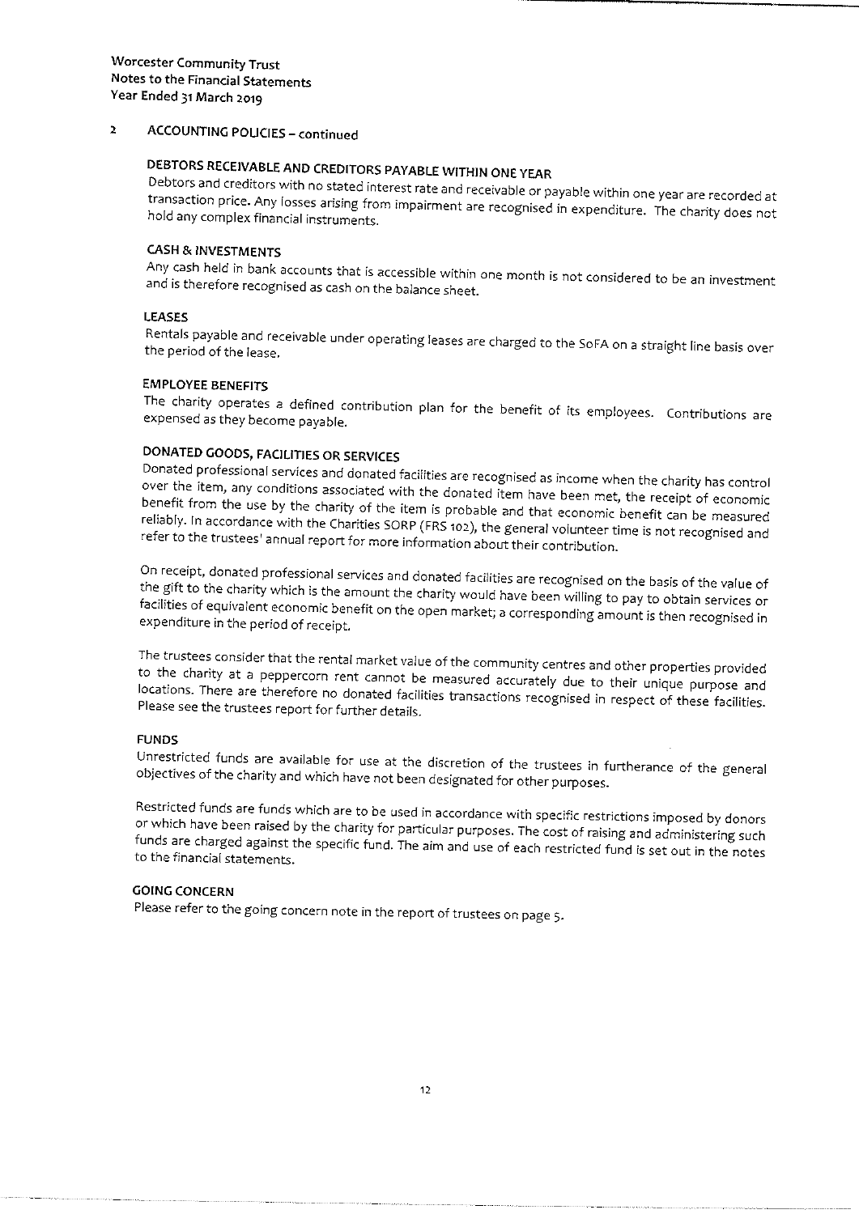Worcester Community Trust
Notes to the Financial Statements
Year Ended 31 March 2019

## 2 ACCOUNTING POLICIES – continued

### DEBTORS RECEIVABLE AND CREDITORS PAYABLE WITHIN ONE YEAR

Debtors and creditors with no stated interest rate and receivable or payable within one year are recorded at transaction price. Any losses arising from impairment are recognised in expenditure. The charity does not hold any complex financial instruments.

### CASH & INVESTMENTS

Any cash held in bank accounts that is accessible within one month is not considered to be an investment and is therefore recognised as cash on the balance sheet.

### LEASES

Rentals payable and receivable under operating leases are charged to the SoFA on a straight line basis over the period of the lease.

### EMPLOYEE BENEFITS

The charity operates a defined contribution plan for the benefit of its employees. Contributions are expensed as they become payable.

### DONATED GOODS, FACILITIES OR SERVICES

Donated professional services and donated facilities are recognised as income when the charity has control over the item, any conditions associated with the donated item have been met, the receipt of economic benefit from the use by the charity of the item is probable and that economic benefit can be measured reliably. In accordance with the Charities SORP (FRS 102), the general volunteer time is not recognised and refer to the trustees' annual report for more information about their contribution.

On receipt, donated professional services and donated facilities are recognised on the basis of the value of the gift to the charity which is the amount the charity would have been willing to pay to obtain services or facilities of equivalent economic benefit on the open market; a corresponding amount is then recognised in expenditure in the period of receipt.

The trustees consider that the rental market value of the community centres and other properties provided to the charity at a peppercorn rent cannot be measured accurately due to their unique purpose and locations. There are therefore no donated facilities transactions recognised in respect of these facilities. Please see the trustees report for further details.

### FUNDS

Unrestricted funds are available for use at the discretion of the trustees in furtherance of the general objectives of the charity and which have not been designated for other purposes.

Restricted funds are funds which are to be used in accordance with specific restrictions imposed by donors or which have been raised by the charity for particular purposes. The cost of raising and administering such funds are charged against the specific fund. The aim and use of each restricted fund is set out in the notes to the financial statements.

### GOING CONCERN

Please refer to the going concern note in the report of trustees on page 5.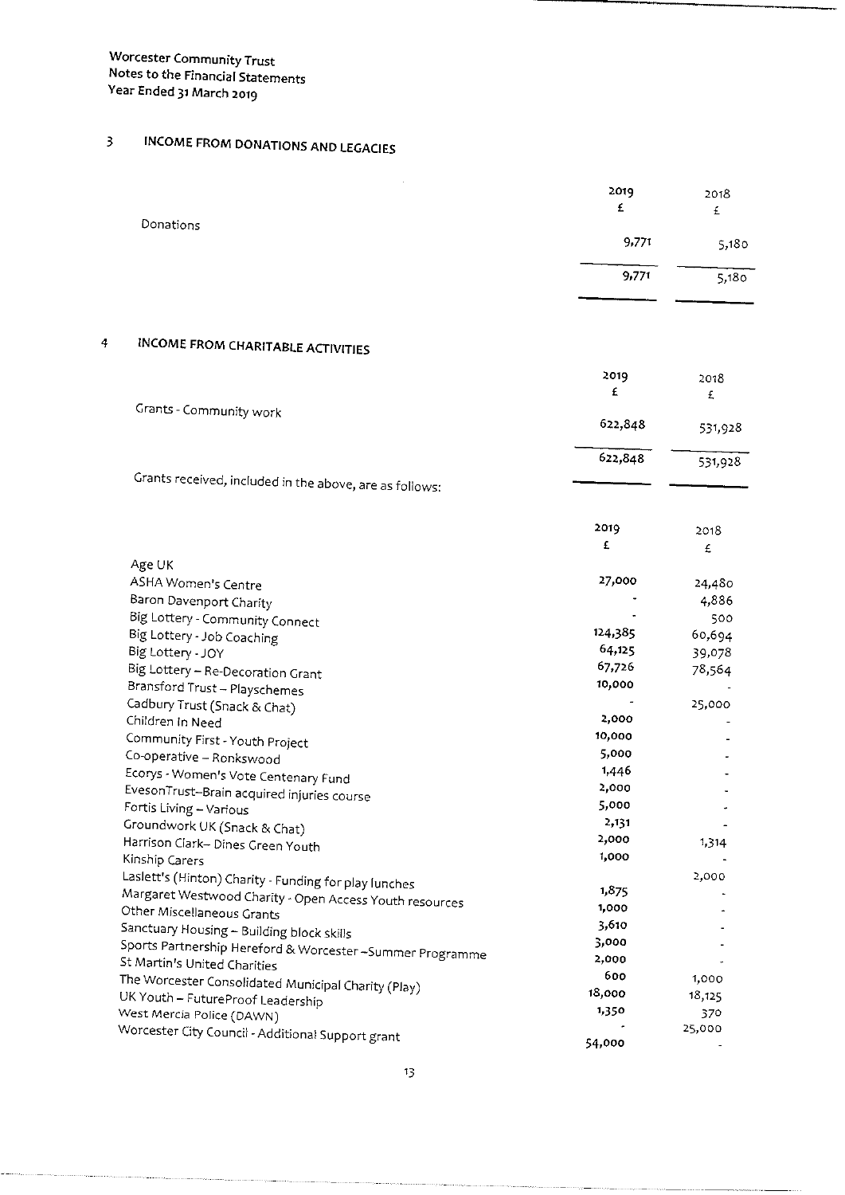## 3 INCOME FROM DONATIONS AND LEGACIES

| | 2019 £ | 2018 £ |
|---|---|---|
| Donations | 9,771 | 5,180 |
| | 9,771 | 5,180 |

## 4 INCOME FROM CHARITABLE ACTIVITIES

| | 2019 £ | 2018 £ |
|---|---|---|
| Grants - Community work | 622,848 | 531,928 |
| | 622,848 | 531,928 |

Grants received, included in the above, are as follows:

| | 2019 £ | 2018 £ |
|---|---|---|
| Age UK | 27,000 | 24,480 |
| ASHA Women's Centre | - | 4,886 |
| Baron Davenport Charity | - | 500 |
| Big Lottery - Community Connect | 124,385 | 60,694 |
| Big Lottery - Job Coaching | 64,125 | 39,078 |
| Big Lottery - JOY | 67,726 | 78,564 |
| Big Lottery – Re-Decoration Grant | 10,000 | - |
| Bransford Trust – Playschemes | - | 25,000 |
| Cadbury Trust (Snack & Chat) | 2,000 | - |
| Children In Need | 10,000 | - |
| Community First - Youth Project | 5,000 | - |
| Co-operative – Ronkswood | 1,446 | - |
| Ecorys - Women's Vote Centenary Fund | 2,000 | - |
| EvesonTrust–Brain acquired injuries course | 5,000 | - |
| Fortis Living – Various | 2,131 | - |
| Groundwork UK (Snack & Chat) | 2,000 | 1,314 |
| Harrison Clark– Dines Green Youth | 1,000 | - |
| Kinship Carers | | 2,000 |
| Laslett's (Hinton) Charity - Funding for play lunches | 1,875 | - |
| Margaret Westwood Charity - Open Access Youth resources | 1,000 | - |
| Other Miscellaneous Grants | 3,610 | - |
| Sanctuary Housing – Building block skills | 3,000 | - |
| Sports Partnership Hereford & Worcester –Summer Programme | 2,000 | - |
| St Martin's United Charities | 600 | 1,000 |
| The Worcester Consolidated Municipal Charity (Play) | 18,000 | 18,125 |
| UK Youth – FutureProof Leadership | 1,350 | 370 |
| West Mercia Police (DAWN) | - | 25,000 |
| Worcester City Council - Additional Support grant | 54,000 | - |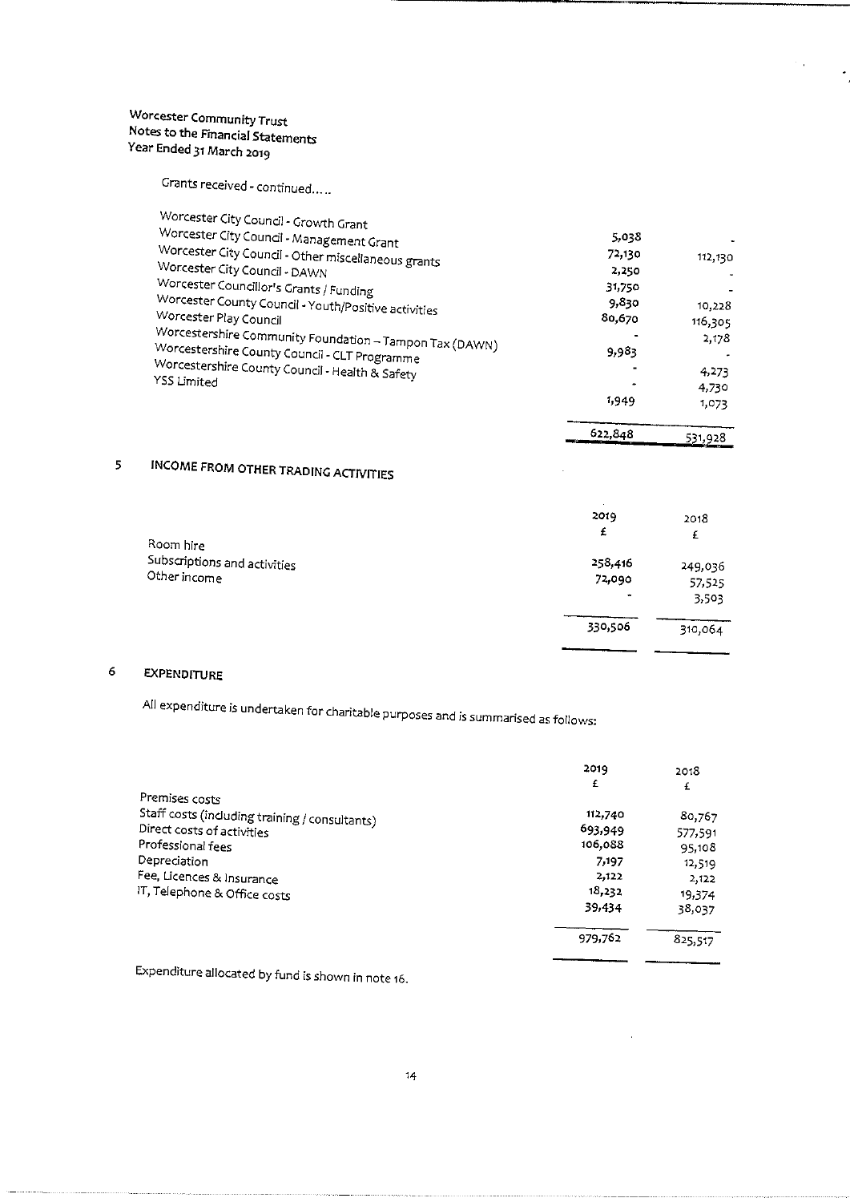Grants received - continued.....

| | 2019 £ | 2018 £ |
|---|---|---|
| Worcester City Council - Growth Grant | 5,038 | - |
| Worcester City Council - Management Grant | 72,130 | 112,130 |
| Worcester City Council - Other miscellaneous grants | 2,250 | - |
| Worcester City Council - DAWN | 31,750 | - |
| Worcester Councillor's Grants / Funding | 9,830 | 10,228 |
| Worcester County Council - Youth/Positive activities | 80,670 | 116,305 |
| Worcester Play Council | - | 2,178 |
| Worcestershire Community Foundation – Tampon Tax (DAWN) | 9,983 | - |
| Worcestershire County Council - CLT Programme | - | 4,273 |
| Worcestershire County Council - Health & Safety | - | 4,730 |
| YSS Limited | 1,949 | 1,073 |
| | 622,848 | 531,928 |

## 5 INCOME FROM OTHER TRADING ACTIVITIES

| | 2019 £ | 2018 £ |
|---|---|---|
| Room hire | 258,416 | 249,036 |
| Subscriptions and activities | 72,090 | 57,525 |
| Other income | - | 3,503 |
| | 330,506 | 310,064 |

## 6 EXPENDITURE

All expenditure is undertaken for charitable purposes and is summarised as follows:

| | 2019 £ | 2018 £ |
|---|---|---|
| Premises costs | 112,740 | 80,767 |
| Staff costs (including training / consultants) | 693,949 | 577,591 |
| Direct costs of activities | 106,088 | 95,108 |
| Professional fees | 7,197 | 12,519 |
| Depreciation | 2,122 | 2,122 |
| Fee, Licences & Insurance | 18,232 | 19,374 |
| IT, Telephone & Office costs | 39,434 | 38,037 |
| | 979,762 | 825,517 |

Expenditure allocated by fund is shown in note 16.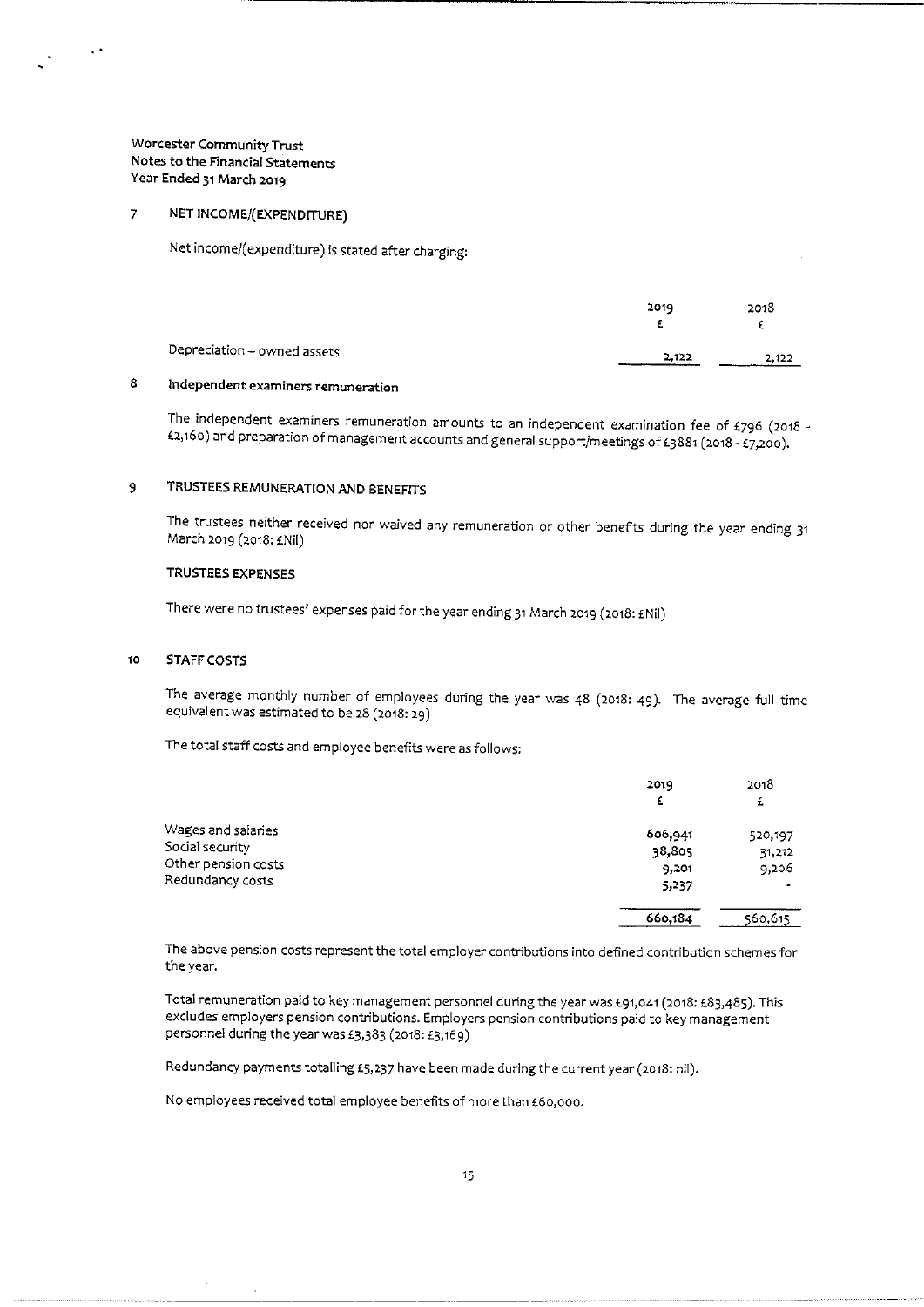Worcester Community Trust
Notes to the Financial Statements
Year Ended 31 March 2019

## 7 NET INCOME/(EXPENDITURE)

Net income/(expenditure) is stated after charging:

| | 2019 | 2018 |
|---|---|---|
| | £ | £ |
| Depreciation – owned assets | 2,122 | 2,122 |

## 8 Independent examiners remuneration

The independent examiners remuneration amounts to an independent examination fee of £796 (2018 - £2,160) and preparation of management accounts and general support/meetings of £3881 (2018 - £7,200).

## 9 TRUSTEES REMUNERATION AND BENEFITS

The trustees neither received nor waived any remuneration or other benefits during the year ending 31 March 2019 (2018: £Nil)

### TRUSTEES EXPENSES

There were no trustees' expenses paid for the year ending 31 March 2019 (2018: £Nil)

## 10 STAFF COSTS

The average monthly number of employees during the year was 48 (2018: 49). The average full time equivalent was estimated to be 28 (2018: 29)

The total staff costs and employee benefits were as follows:

| | 2019 | 2018 |
|---|---|---|
| | £ | £ |
| Wages and salaries | 606,941 | 520,197 |
| Social security | 38,805 | 31,212 |
| Other pension costs | 9,201 | 9,206 |
| Redundancy costs | 5,237 | - |
| | 660,184 | 560,615 |

The above pension costs represent the total employer contributions into defined contribution schemes for the year.

Total remuneration paid to key management personnel during the year was £91,041 (2018: £83,485). This excludes employers pension contributions. Employers pension contributions paid to key management personnel during the year was £3,383 (2018: £3,169)

Redundancy payments totalling £5,237 have been made during the current year (2018: nil).

No employees received total employee benefits of more than £60,000.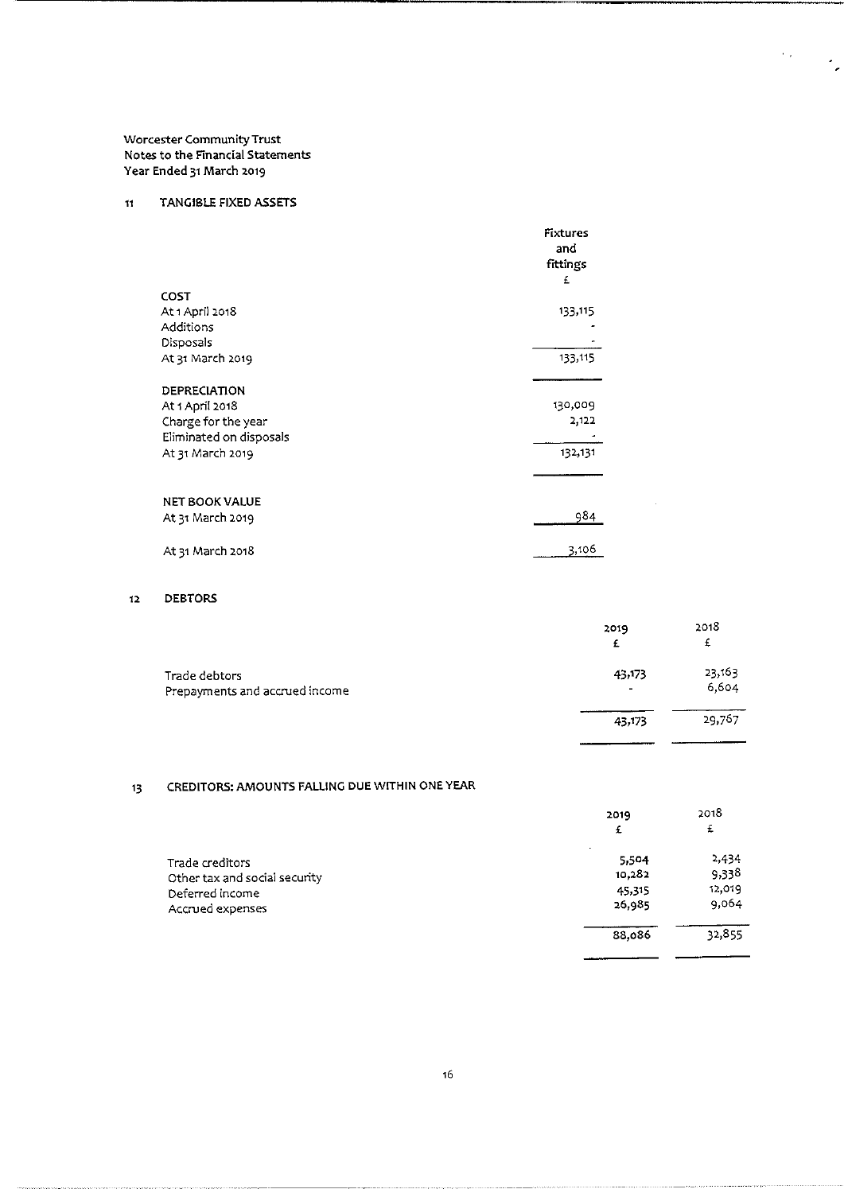Worcester Community Trust
Notes to the Financial Statements
Year Ended 31 March 2019

## 11 TANGIBLE FIXED ASSETS

| | Fixtures and fittings |
|---|---|
| | £ |
| **COST** | |
| At 1 April 2018 | 133,115 |
| Additions | - |
| Disposals | - |
| At 31 March 2019 | 133,115 |
| **DEPRECIATION** | |
| At 1 April 2018 | 130,009 |
| Charge for the year | 2,122 |
| Eliminated on disposals | - |
| At 31 March 2019 | 132,131 |
| **NET BOOK VALUE** | |
| At 31 March 2019 | 984 |
| At 31 March 2018 | 3,106 |

## 12 DEBTORS

| | 2019 | 2018 |
|---|---|---|
| | £ | £ |
| Trade debtors | 43,173 | 23,163 |
| Prepayments and accrued income | - | 6,604 |
| | 43,173 | 29,767 |

## 13 CREDITORS: AMOUNTS FALLING DUE WITHIN ONE YEAR

| | 2019 | 2018 |
|---|---|---|
| | £ | £ |
| Trade creditors | 5,504 | 2,434 |
| Other tax and social security | 10,282 | 9,338 |
| Deferred income | 45,315 | 12,019 |
| Accrued expenses | 26,985 | 9,064 |
| | 88,086 | 32,855 |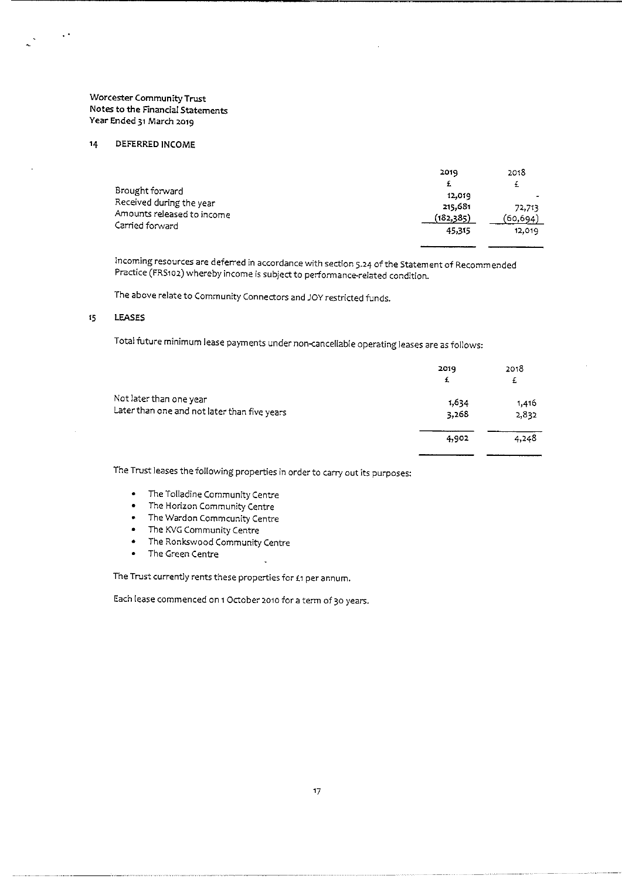Worcester Community Trust
Notes to the Financial Statements
Year Ended 31 March 2019

## 14 DEFERRED INCOME

| | 2019 | 2018 |
|---|---|---|
| | £ | £ |
| Brought forward | 12,019 | - |
| Received during the year | 215,681 | 72,713 |
| Amounts released to income | (182,385) | (60,694) |
| Carried forward | 45,315 | 12,019 |

Incoming resources are deferred in accordance with section 5.24 of the Statement of Recommended Practice (FRS102) whereby income is subject to performance-related condition.

The above relate to Community Connectors and JOY restricted funds.

## 15 LEASES

Total future minimum lease payments under non-cancellable operating leases are as follows:

| | 2019 | 2018 |
|---|---|---|
| | £ | £ |
| Not later than one year | 1,634 | 1,416 |
| Later than one and not later than five years | 3,268 | 2,832 |
| | 4,902 | 4,248 |

The Trust leases the following properties in order to carry out its purposes:

- The Tolladine Community Centre
- The Horizon Community Centre
- The Wardon Commcunity Centre
- The KVG Community Centre
- The Ronkswood Community Centre
- The Green Centre

The Trust currently rents these properties for £1 per annum.

Each lease commenced on 1 October 2010 for a term of 30 years.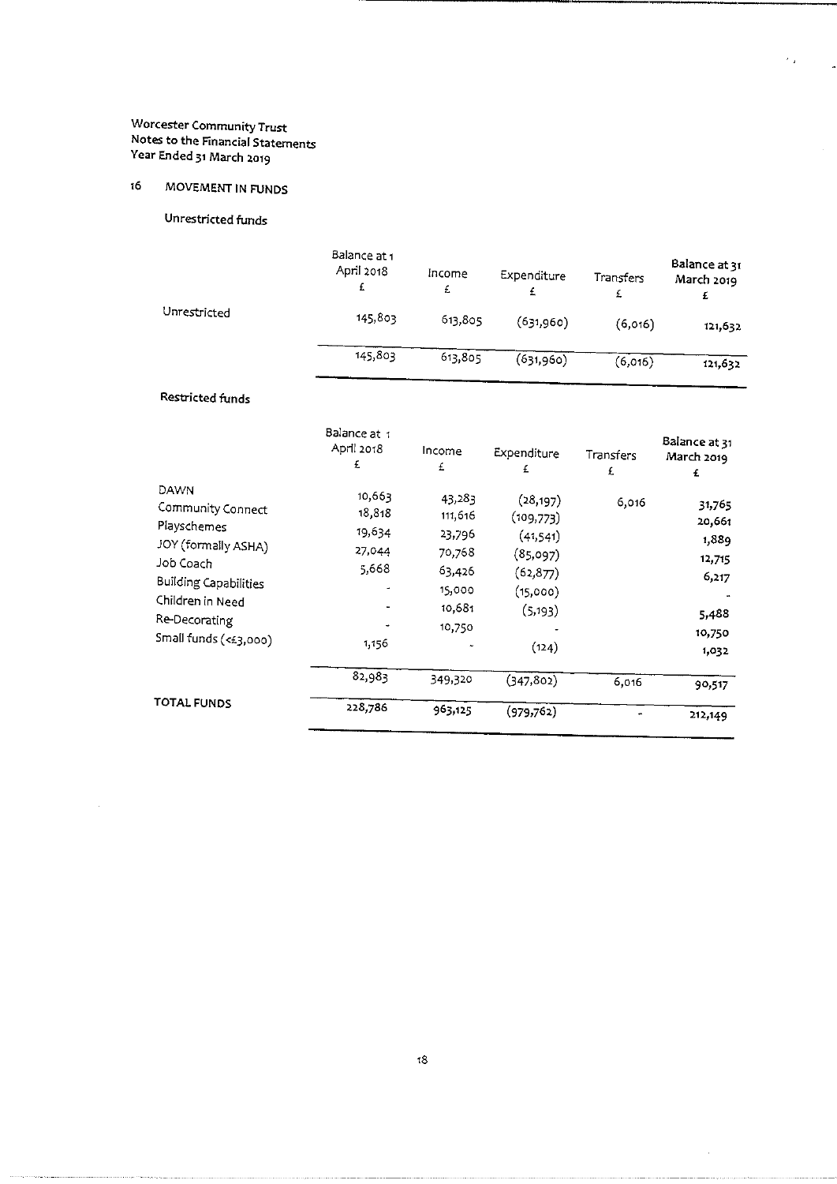Worcester Community Trust
Notes to the Financial Statements
Year Ended 31 March 2019

## 16 MOVEMENT IN FUNDS

### Unrestricted funds

| | Balance at 1 April 2018 £ | Income £ | Expenditure £ | Transfers £ | Balance at 31 March 2019 £ |
|---|---|---|---|---|---|
| Unrestricted | 145,803 | 613,805 | (631,960) | (6,016) | 121,632 |
| | 145,803 | 613,805 | (631,960) | (6,016) | 121,632 |

### Restricted funds

| | Balance at 1 April 2018 £ | Income £ | Expenditure £ | Transfers £ | Balance at 31 March 2019 £ |
|---|---|---|---|---|---|
| DAWN | 10,663 | 43,283 | (28,197) | 6,016 | 31,765 |
| Community Connect | 18,818 | 111,616 | (109,773) | | 20,661 |
| Playschemes | 19,634 | 23,796 | (41,541) | | 1,889 |
| JOY (formally ASHA) | 27,044 | 70,768 | (85,097) | | 12,715 |
| Job Coach | 5,668 | 63,426 | (62,877) | | 6,217 |
| Building Capabilities | - | 15,000 | (15,000) | | - |
| Children in Need | - | 10,681 | (5,193) | | 5,488 |
| Re-Decorating | - | 10,750 | - | | 10,750 |
| Small funds (<£3,000) | 1,156 | - | (124) | | 1,032 |
| | 82,983 | 349,320 | (347,802) | 6,016 | 90,517 |
| **TOTAL FUNDS** | 228,786 | 963,125 | (979,762) | - | 212,149 |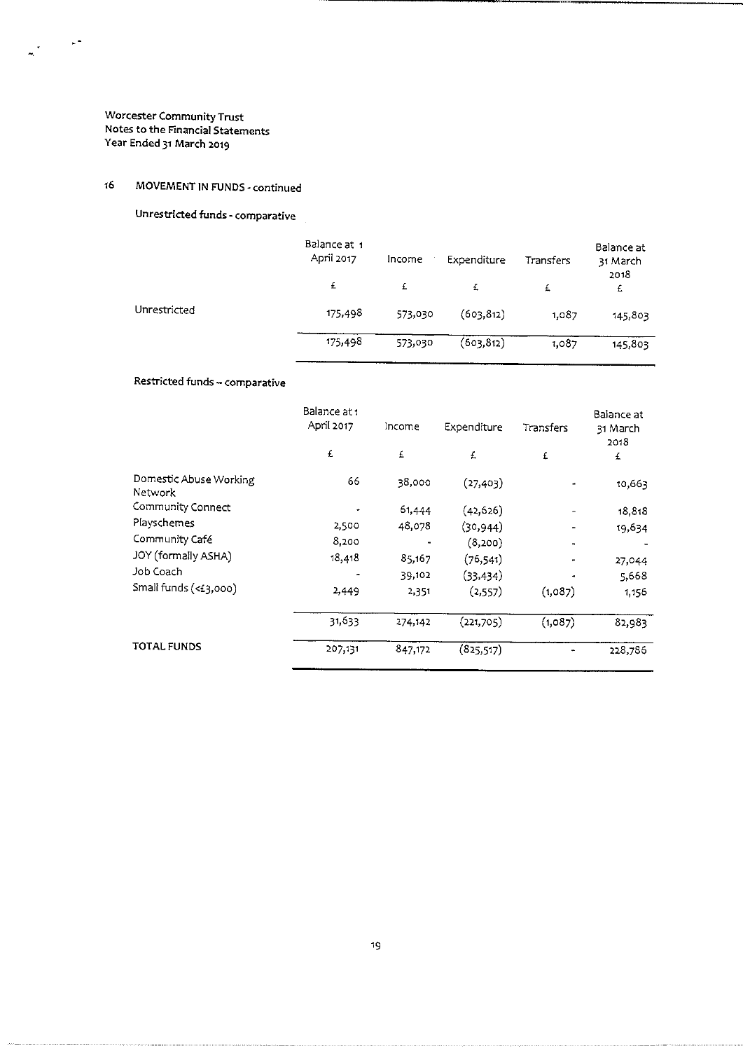Worcester Community Trust
Notes to the Financial Statements
Year Ended 31 March 2019

## 16 MOVEMENT IN FUNDS - continued

### Unrestricted funds - comparative

| | Balance at 1 April 2017 | Income | Expenditure | Transfers | Balance at 31 March 2018 |
|---|---|---|---|---|---|
| | £ | £ | £ | £ | £ |
| Unrestricted | 175,498 | 573,030 | (603,812) | 1,087 | 145,803 |
| | 175,498 | 573,030 | (603,812) | 1,087 | 145,803 |

### Restricted funds – comparative

| | Balance at 1 April 2017 | Income | Expenditure | Transfers | Balance at 31 March 2018 |
|---|---|---|---|---|---|
| | £ | £ | £ | £ | £ |
| Domestic Abuse Working Network | 66 | 38,000 | (27,403) | - | 10,663 |
| Community Connect | - | 61,444 | (42,626) | - | 18,818 |
| Playschemes | 2,500 | 48,078 | (30,944) | - | 19,634 |
| Community Café | 8,200 | - | (8,200) | - | - |
| JOY (formally ASHA) | 18,418 | 85,167 | (76,541) | - | 27,044 |
| Job Coach | - | 39,102 | (33,434) | - | 5,668 |
| Small funds (<£3,000) | 2,449 | 2,351 | (2,557) | (1,087) | 1,156 |
| | 31,633 | 274,142 | (221,705) | (1,087) | 82,983 |
| TOTAL FUNDS | 207,131 | 847,172 | (825,517) | - | 228,786 |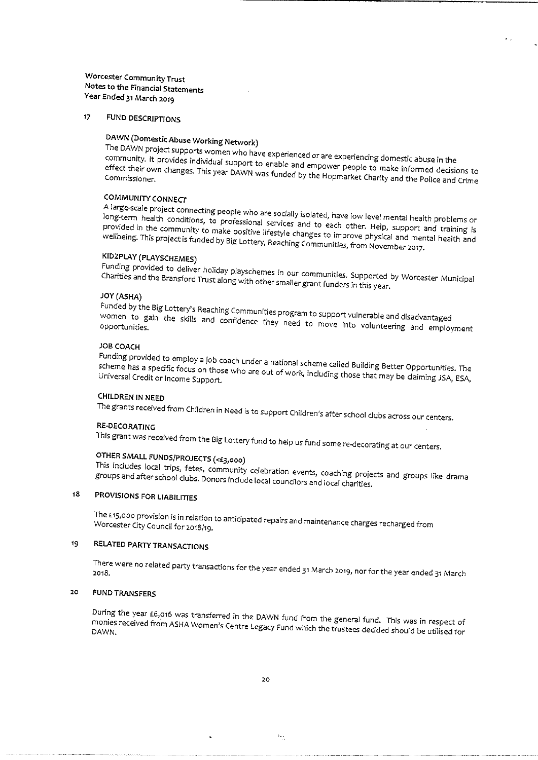Worcester Community Trust
Notes to the Financial Statements
Year Ended 31 March 2019

## 17 FUND DESCRIPTIONS

### DAWN (Domestic Abuse Working Network)

The DAWN project supports women who have experienced or are experiencing domestic abuse in the community. It provides individual support to enable and empower people to make informed decisions to effect their own changes. This year DAWN was funded by the Hopmarket Charity and the Police and Crime Commissioner.

### COMMUNITY CONNECT

A large-scale project connecting people who are socially isolated, have low level mental health problems or long-term health conditions, to professional services and to each other. Help, support and training is provided in the community to make positive lifestyle changes to improve physical and mental health and wellbeing. This project is funded by Big Lottery, Reaching Communities, from November 2017.

### KIDZPLAY (PLAYSCHEMES)

Funding provided to deliver holiday playschemes in our communities. Supported by Worcester Municipal Charities and the Bransford Trust along with other smaller grant funders in this year.

### JOY (ASHA)

Funded by the Big Lottery's Reaching Communities program to support vulnerable and disadvantaged women to gain the skills and confidence they need to move into volunteering and employment opportunities.

### JOB COACH

Funding provided to employ a job coach under a national scheme called Building Better Opportunities. The scheme has a specific focus on those who are out of work, including those that may be claiming JSA, ESA, Universal Credit or Income Support.

### CHILDREN IN NEED

The grants received from Children in Need is to support Children's after school clubs across our centers.

### RE-DECORATING

This grant was received from the Big Lottery fund to help us fund some re-decorating at our centers.

### OTHER SMALL FUNDS/PROJECTS (<£3,000)

This includes local trips, fetes, community celebration events, coaching projects and groups like drama groups and after school clubs. Donors include local councilors and local charities.

## 18 PROVISIONS FOR LIABILITIES

The £15,000 provision is in relation to anticipated repairs and maintenance charges recharged from Worcester City Council for 2018/19.

## 19 RELATED PARTY TRANSACTIONS

There were no related party transactions for the year ended 31 March 2019, nor for the year ended 31 March 2018.

## 20 FUND TRANSFERS

During the year £6,016 was transferred in the DAWN fund from the general fund. This was in respect of monies received from ASHA Women's Centre Legacy Fund which the trustees decided should be utilised for DAWN.